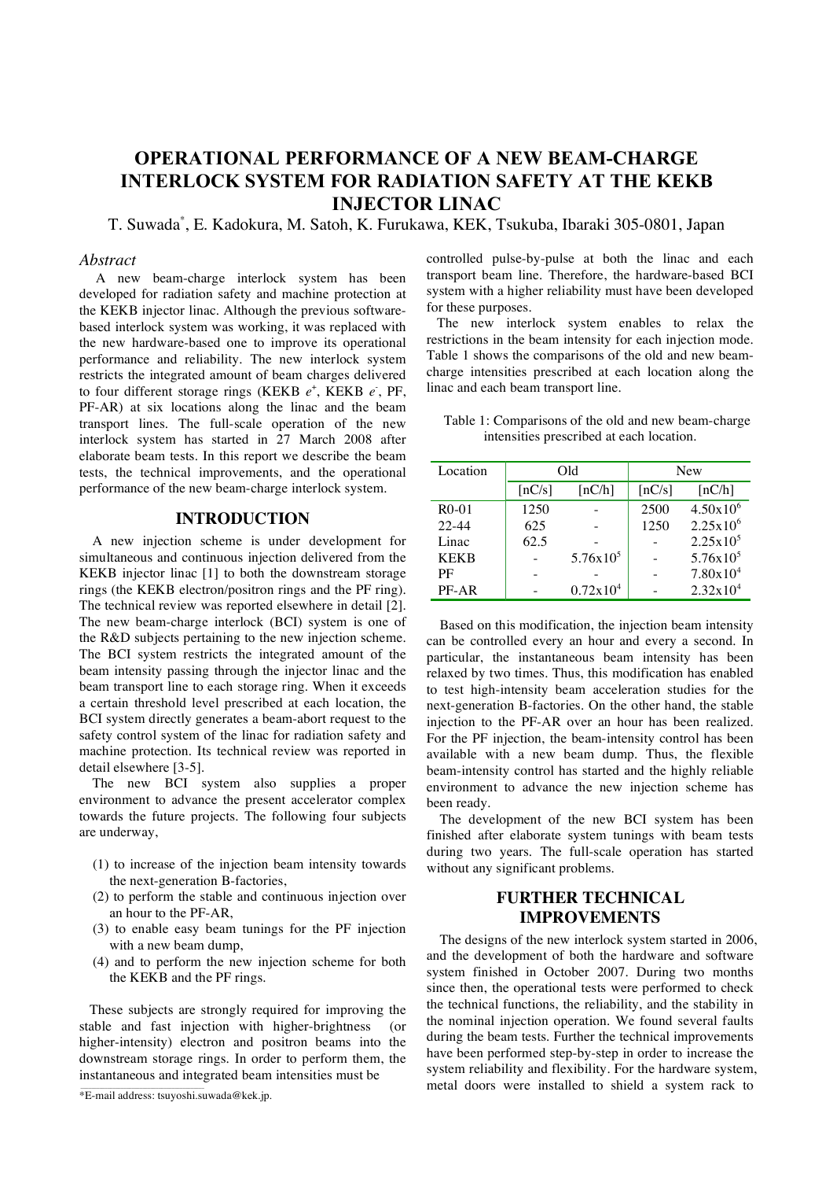# OPERATIONAL PERFORMANCE OF A NEW BEAM-CHARGE INTERLOCK SYSTEM FOR RADIATION SAFETY AT THE KEKB INJECTOR LINAC

T. Suwada*, E. Kadokura, M. Satoh, K. Furukawa, KEK, Tsukuba, Ibaraki 305-0801, Japan

## *Abstract*

A new beam-charge interlock system has been developed for radiation safety and machine protection at the KEKB injector linac. Although the previous software-based interlock system was working, it was replaced with the new hardware-based one to improve its operational performance and reliability. The new interlock system restricts the integrated amount of beam charges delivered to four different storage rings (KEKB $e^+$, KEKB $e^-$, PF, PF-AR) at six locations along the linac and the beam transport lines. The full-scale operation of the new interlock system has started in 27 March 2008 after elaborate beam tests. In this report we describe the beam tests, the technical improvements, and the operational performance of the new beam-charge interlock system.

## INTRODUCTION

A new injection scheme is under development for simultaneous and continuous injection delivered from the KEKB injector linac [1] to both the downstream storage rings (the KEKB electron/positron rings and the PF ring). The technical review was reported elsewhere in detail [2]. The new beam-charge interlock (BCI) system is one of the R&D subjects pertaining to the new injection scheme. The BCI system restricts the integrated amount of the beam intensity passing through the injector linac and the beam transport line to each storage ring. When it exceeds a certain threshold level prescribed at each location, the BCI system directly generates a beam-abort request to the safety control system of the linac for radiation safety and machine protection. Its technical review was reported in detail elsewhere [3-5].

The new BCI system also supplies a proper environment to advance the present accelerator complex towards the future projects. The following four subjects are underway,

(1) to increase of the injection beam intensity towards the next-generation B-factories,
(2) to perform the stable and continuous injection over an hour to the PF-AR,
(3) to enable easy beam tunings for the PF injection with a new beam dump,
(4) and to perform the new injection scheme for both the KEKB and the PF rings.

These subjects are strongly required for improving the stable and fast injection with higher-brightness (or higher-intensity) electron and positron beams into the downstream storage rings. In order to perform them, the instantaneous and integrated beam intensities must be controlled pulse-by-pulse at both the linac and each transport beam line. Therefore, the hardware-based BCI system with a higher reliability must have been developed for these purposes.

The new interlock system enables to relax the restrictions in the beam intensity for each injection mode. Table 1 shows the comparisons of the old and new beam-charge intensities prescribed at each location along the linac and each beam transport line.

Table 1: Comparisons of the old and new beam-charge intensities prescribed at each location.

| Location | Old | | New | |
|---|---|---|---|---|
| | [nC/s] | [nC/h] | [nC/s] | [nC/h] |
| R0-01 | 1250 | - | 2500 | $4.50\times10^6$ |
| 22-44 | 625 | - | 1250 | $2.25\times10^6$ |
| Linac | 62.5 | - | - | $2.25\times10^5$ |
| KEKB | - | $5.76\times10^5$ | - | $5.76\times10^5$ |
| PF | - | - | - | $7.80\times10^4$ |
| PF-AR | - | $0.72\times10^4$ | - | $2.32\times10^4$ |

Based on this modification, the injection beam intensity can be controlled every an hour and every a second. In particular, the instantaneous beam intensity has been relaxed by two times. Thus, this modification has enabled to test high-intensity beam acceleration studies for the next-generation B-factories. On the other hand, the stable injection to the PF-AR over an hour has been realized. For the PF injection, the beam-intensity control has been available with a new beam dump. Thus, the flexible beam-intensity control has started and the highly reliable environment to advance the new injection scheme has been ready.

The development of the new BCI system has been finished after elaborate system tunings with beam tests during two years. The full-scale operation has started without any significant problems.

## FURTHER TECHNICAL IMPROVEMENTS

The designs of the new interlock system started in 2006, and the development of both the hardware and software system finished in October 2007. During two months since then, the operational tests were performed to check the technical functions, the reliability, and the stability in the nominal injection operation. We found several faults during the beam tests. Further the technical improvements have been performed step-by-step in order to increase the system reliability and flexibility. For the hardware system, metal doors were installed to shield a system rack to

*E-mail address: tsuyoshi.suwada@kek.jp.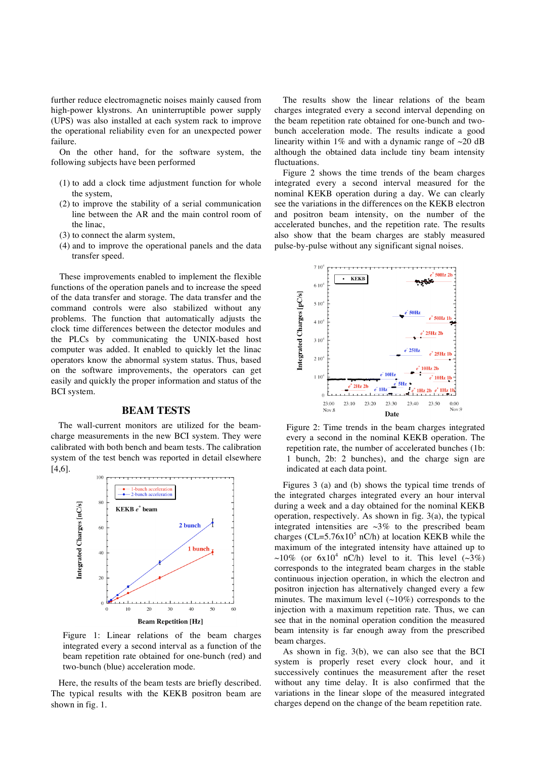further reduce electromagnetic noises mainly caused from high-power klystrons. An uninterruptible power supply (UPS) was also installed at each system rack to improve the operational reliability even for an unexpected power failure.

On the other hand, for the software system, the following subjects have been performed

(1) to add a clock time adjustment function for whole the system,
(2) to improve the stability of a serial communication line between the AR and the main control room of the linac,
(3) to connect the alarm system,
(4) and to improve the operational panels and the data transfer speed.

These improvements enabled to implement the flexible functions of the operation panels and to increase the speed of the data transfer and storage. The data transfer and the command controls were also stabilized without any problems. The function that automatically adjusts the clock time differences between the detector modules and the PLCs by communicating the UNIX-based host computer was added. It enabled to quickly let the linac operators know the abnormal system status. Thus, based on the software improvements, the operators can get easily and quickly the proper information and status of the BCI system.

## BEAM TESTS

The wall-current monitors are utilized for the beam-charge measurements in the new BCI system. They were calibrated with both bench and beam tests. The calibration system of the test bench was reported in detail elsewhere [4,6].

Figure 1: Linear relations of the beam charges integrated every a second interval as a function of the beam repetition rate obtained for one-bunch (red) and two-bunch (blue) acceleration mode.

Here, the results of the beam tests are briefly described. The typical results with the KEKB positron beam are shown in fig. 1.

The results show the linear relations of the beam charges integrated every a second interval depending on the beam repetition rate obtained for one-bunch and two-bunch acceleration mode. The results indicate a good linearity within 1% and with a dynamic range of ~20 dB although the obtained data include tiny beam intensity fluctuations.

Figure 2 shows the time trends of the beam charges integrated every a second interval measured for the nominal KEKB operation during a day. We can clearly see the variations in the differences on the KEKB electron and positron beam intensity, on the number of the accelerated bunches, and the repetition rate. The results also show that the beam charges are stably measured pulse-by-pulse without any significant signal noises.

Figure 2: Time trends in the beam charges integrated every a second in the nominal KEKB operation. The repetition rate, the number of accelerated bunches (1b: 1 bunch, 2b: 2 bunches), and the charge sign are indicated at each data point.

Figures 3 (a) and (b) shows the typical time trends of the integrated charges integrated every an hour interval during a week and a day obtained for the nominal KEKB operation, respectively. As shown in fig. 3(a), the typical integrated intensities are ~3% to the prescribed beam charges (CL=$5.76\times10^5$ nC/h) at location KEKB while the maximum of the integrated intensity have attained up to ~10% (or $6\times10^4$ nC/h) level to it. This level (~3%) corresponds to the integrated beam charges in the stable continuous injection operation, in which the electron and positron injection has alternatively changed every a few minutes. The maximum level (~10%) corresponds to the injection with a maximum repetition rate. Thus, we can see that in the nominal operation condition the measured beam intensity is far enough away from the prescribed beam charges.

As shown in fig. 3(b), we can also see that the BCI system is properly reset every clock hour, and it successively continues the measurement after the reset without any time delay. It is also confirmed that the variations in the linear slope of the measured integrated charges depend on the change of the beam repetition rate.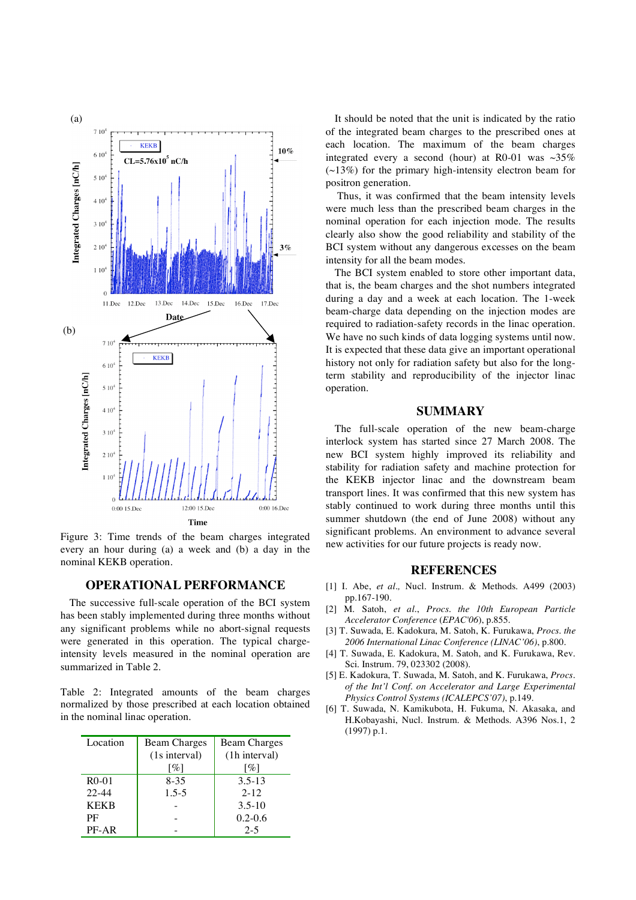(a)

7 10⁴
6 10⁴
5 10⁴
4 10⁴
3 10⁴
2 10⁴
1 10⁴
0

Integrated Charges [nC/h]

KEKB

CL=5.76x10⁵ nC/h

10%

3%

11.Dec 12.Dec 13.Dec 14.Dec 15.Dec 16.Dec 17.Dec

Date

(b)

7 10⁴
6 10⁴
5 10⁴
4 10⁴
3 10⁴
2 10⁴
1 10⁴
0

Integrated Charges [nC/h]

KEKB

0:00 15.Dec 12:00 15.Dec 0:00 16.Dec

Time

Figure 3: Time trends of the beam charges integrated every an hour during (a) a week and (b) a day in the nominal KEKB operation.

## OPERATIONAL PERFORMANCE

The successive full-scale operation of the BCI system has been stably implemented during three months without any significant problems while no abort-signal requests were generated in this operation. The typical charge-intensity levels measured in the nominal operation are summarized in Table 2.

Table 2: Integrated amounts of the beam charges normalized by those prescribed at each location obtained in the nominal linac operation.

| Location | Beam Charges (1s interval) [%] | Beam Charges (1h interval) [%] |
|---|---|---|
| R0-01 | 8-35 | 3.5-13 |
| 22-44 | 1.5-5 | 2-12 |
| KEKB | - | 3.5-10 |
| PF | - | 0.2-0.6 |
| PF-AR | - | 2-5 |

It should be noted that the unit is indicated by the ratio of the integrated beam charges to the prescribed ones at each location. The maximum of the beam charges integrated every a second (hour) at R0-01 was ~35% (~13%) for the primary high-intensity electron beam for positron generation.

Thus, it was confirmed that the beam intensity levels were much less than the prescribed beam charges in the nominal operation for each injection mode. The results clearly also show the good reliability and stability of the BCI system without any dangerous excesses on the beam intensity for all the beam modes.

The BCI system enabled to store other important data, that is, the beam charges and the shot numbers integrated during a day and a week at each location. The 1-week beam-charge data depending on the injection modes are required to radiation-safety records in the linac operation. We have no such kinds of data logging systems until now. It is expected that these data give an important operational history not only for radiation safety but also for the long-term stability and reproducibility of the injector linac operation.

## SUMMARY

The full-scale operation of the new beam-charge interlock system has started since 27 March 2008. The new BCI system highly improved its reliability and stability for radiation safety and machine protection for the KEKB injector linac and the downstream beam transport lines. It was confirmed that this new system has stably continued to work during three months until this summer shutdown (the end of June 2008) without any significant problems. An environment to advance several new activities for our future projects is ready now.

## REFERENCES

[1] I. Abe, *et al.*, Nucl. Instrum. & Methods. A499 (2003) pp.167-190.

[2] M. Satoh, *et al.*, *Procs. the 10th European Particle Accelerator Conference* (*EPAC'06*), p.855.

[3] T. Suwada, E. Kadokura, M. Satoh, K. Furukawa, *Procs. the 2006 International Linac Conference (LINAC'06)*, p.800.

[4] T. Suwada, E. Kadokura, M. Satoh, and K. Furukawa, Rev. Sci. Instrum. 79, 023302 (2008).

[5] E. Kadokura, T. Suwada, M. Satoh, and K. Furukawa, *Procs. of the Int'l Conf. on Accelerator and Large Experimental Physics Control Systems (ICALEPCS'07)*, p.149.

[6] T. Suwada, N. Kamikubota, H. Fukuma, N. Akasaka, and H.Kobayashi, Nucl. Instrum. & Methods. A396 Nos.1, 2 (1997) p.1.